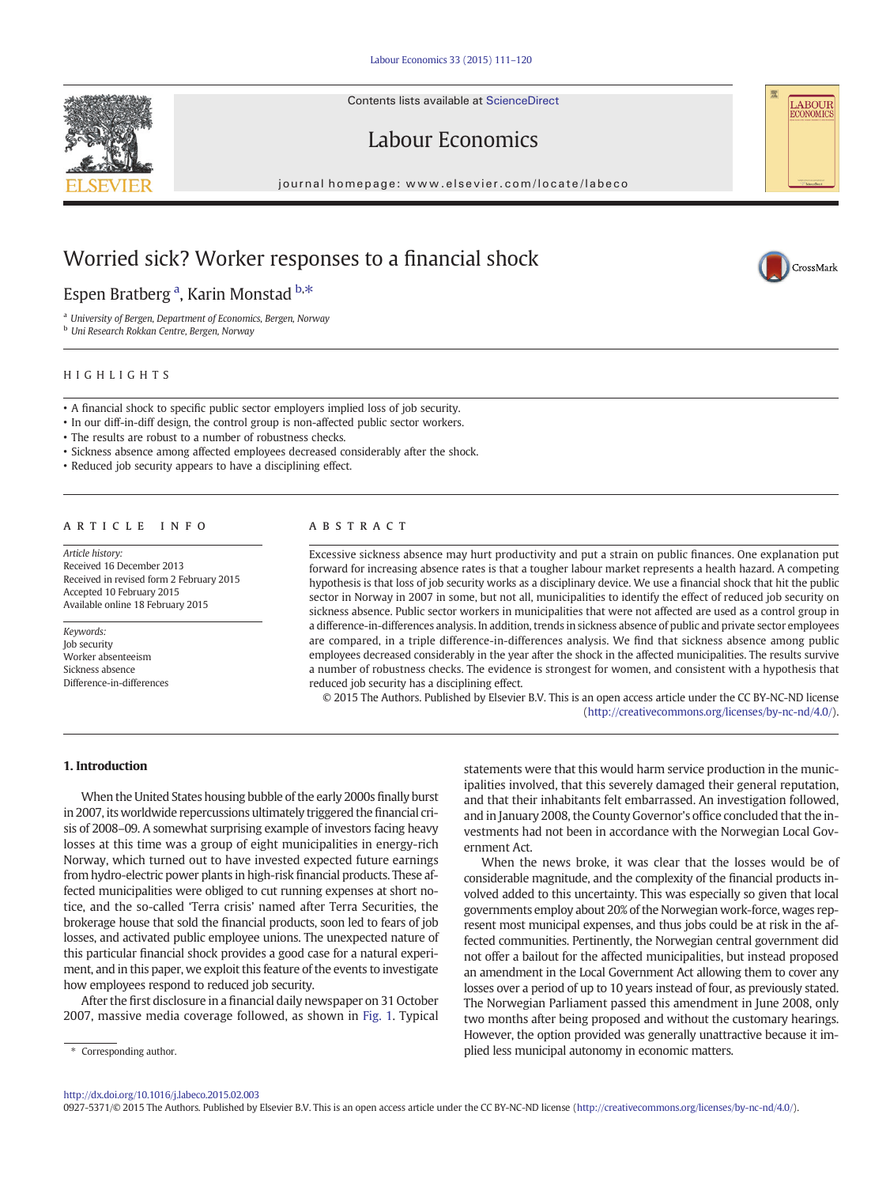# Worried sick? Worker responses to a financial shock

Espen Bratberg [a], Karin Monstad [b,*]

[a] University of Bergen, Department of Economics, Bergen, Norway
[b] Uni Research Rokkan Centre, Bergen, Norway

## HIGHLIGHTS

- A financial shock to specific public sector employers implied loss of job security.
- In our diff-in-diff design, the control group is non-affected public sector workers.
- The results are robust to a number of robustness checks.
- Sickness absence among affected employees decreased considerably after the shock.
- Reduced job security appears to have a disciplining effect.

## ARTICLE INFO

*Article history:*
Received 16 December 2013
Received in revised form 2 February 2015
Accepted 10 February 2015
Available online 18 February 2015

*Keywords:*
Job security
Worker absenteeism
Sickness absence
Difference-in-differences

## ABSTRACT

Excessive sickness absence may hurt productivity and put a strain on public finances. One explanation put forward for increasing absence rates is that a tougher labour market represents a health hazard. A competing hypothesis is that loss of job security works as a disciplinary device. We use a financial shock that hit the public sector in Norway in 2007 in some, but not all, municipalities to identify the effect of reduced job security on sickness absence. Public sector workers in municipalities that were not affected are used as a control group in a difference-in-differences analysis. In addition, trends in sickness absence of public and private sector employees are compared, in a triple difference-in-differences analysis. We find that sickness absence among public employees decreased considerably in the year after the shock in the affected municipalities. The results survive a number of robustness checks. The evidence is strongest for women, and consistent with a hypothesis that reduced job security has a disciplining effect.

© 2015 The Authors. Published by Elsevier B.V. This is an open access article under the CC BY-NC-ND license (http://creativecommons.org/licenses/by-nc-nd/4.0/).

## 1. Introduction

When the United States housing bubble of the early 2000s finally burst in 2007, its worldwide repercussions ultimately triggered the financial crisis of 2008–09. A somewhat surprising example of investors facing heavy losses at this time was a group of eight municipalities in energy-rich Norway, which turned out to have invested expected future earnings from hydro-electric power plants in high-risk financial products. These affected municipalities were obliged to cut running expenses at short notice, and the so-called 'Terra crisis' named after Terra Securities, the brokerage house that sold the financial products, soon led to fears of job losses, and activated public employee unions. The unexpected nature of this particular financial shock provides a good case for a natural experiment, and in this paper, we exploit this feature of the events to investigate how employees respond to reduced job security.

After the first disclosure in a financial daily newspaper on 31 October 2007, massive media coverage followed, as shown in Fig. 1. Typical statements were that this would harm service production in the municipalities involved, that this severely damaged their general reputation, and that their inhabitants felt embarrassed. An investigation followed, and in January 2008, the County Governor's office concluded that the investments had not been in accordance with the Norwegian Local Government Act.

When the news broke, it was clear that the losses would be of considerable magnitude, and the complexity of the financial products involved added to this uncertainty. This was especially so given that local governments employ about 20% of the Norwegian work-force, wages represent most municipal expenses, and thus jobs could be at risk in the affected communities. Pertinently, the Norwegian central government did not offer a bailout for the affected municipalities, but instead proposed an amendment in the Local Government Act allowing them to cover any losses over a period of up to 10 years instead of four, as previously stated. The Norwegian Parliament passed this amendment in June 2008, only two months after being proposed and without the customary hearings. However, the option provided was generally unattractive because it implied less municipal autonomy in economic matters.

\* Corresponding author.

http://dx.doi.org/10.1016/j.labeco.2015.02.003
0927-5371/© 2015 The Authors. Published by Elsevier B.V. This is an open access article under the CC BY-NC-ND license (http://creativecommons.org/licenses/by-nc-nd/4.0/).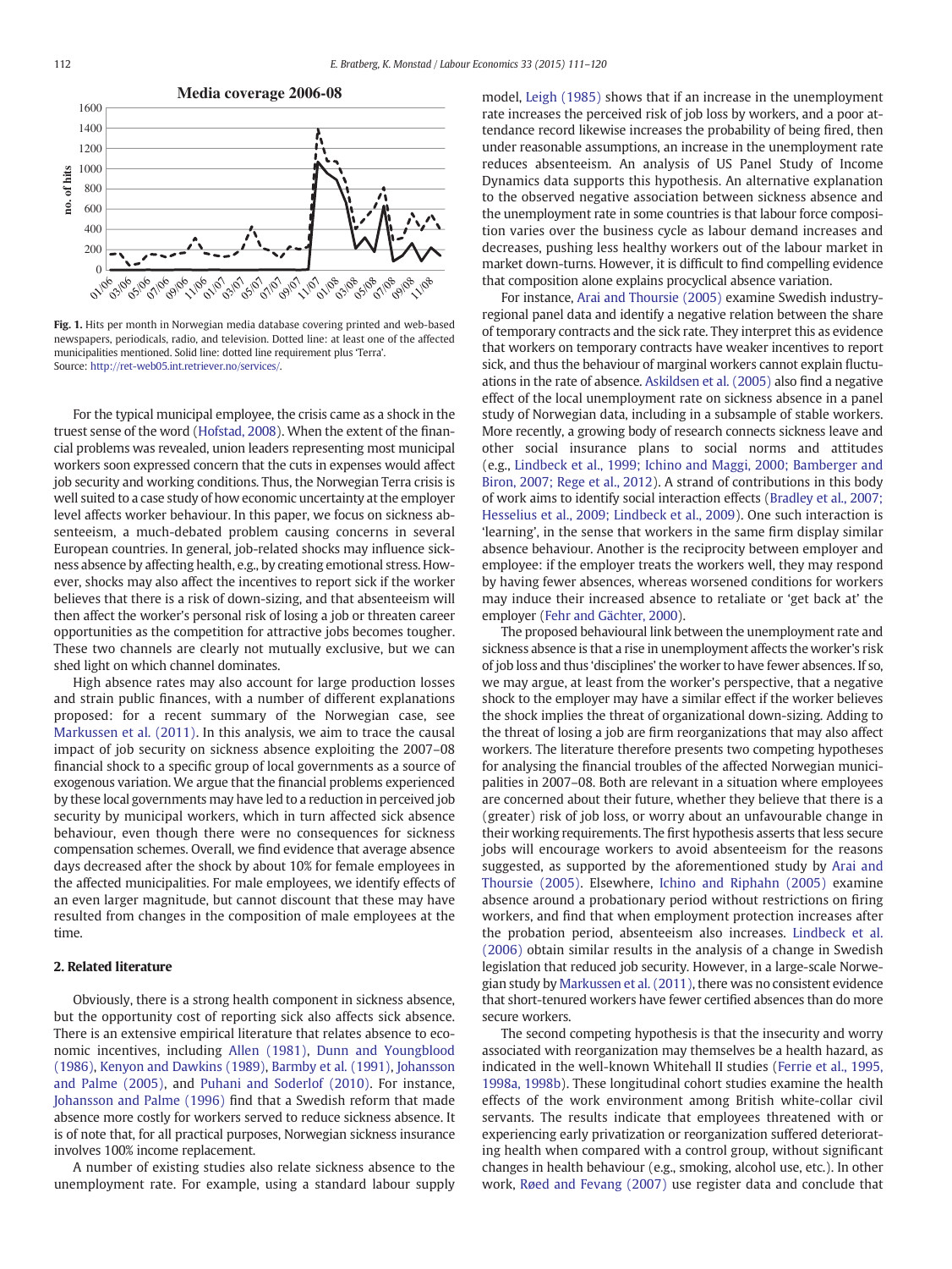**Media coverage 2006-08**

1600
1400
1200
1000
800
600
400
200
0

no. of hits

01/06 03/06 05/06 07/06 09/06 11/06 01/07 03/07 05/07 07/07 09/07 11/07 01/08 03/08 05/08 07/08 09/08 11/08

**Fig. 1.** Hits per month in Norwegian media database covering printed and web-based newspapers, periodicals, radio, and television. Dotted line: at least one of the affected municipalities mentioned. Solid line: dotted line requirement plus 'Terra'.
Source: http://ret-web05.int.retriever.no/services/.

For the typical municipal employee, the crisis came as a shock in the truest sense of the word (Hofstad, 2008). When the extent of the financial problems was revealed, union leaders representing most municipal workers soon expressed concern that the cuts in expenses would affect job security and working conditions. Thus, the Norwegian Terra crisis is well suited to a case study of how economic uncertainty at the employer level affects worker behaviour. In this paper, we focus on sickness absenteeism, a much-debated problem causing concerns in several European countries. In general, job-related shocks may influence sickness absence by affecting health, e.g., by creating emotional stress. However, shocks may also affect the incentives to report sick if the worker believes that there is a risk of down-sizing, and that absenteeism will then affect the worker's personal risk of losing a job or threaten career opportunities as the competition for attractive jobs becomes tougher. These two channels are clearly not mutually exclusive, but we can shed light on which channel dominates.

High absence rates may also account for large production losses and strain public finances, with a number of different explanations proposed: for a recent summary of the Norwegian case, see Markussen et al. (2011). In this analysis, we aim to trace the causal impact of job security on sickness absence exploiting the 2007–08 financial shock to a specific group of local governments as a source of exogenous variation. We argue that the financial problems experienced by these local governments may have led to a reduction in perceived job security by municipal workers, which in turn affected sick absence behaviour, even though there were no consequences for sickness compensation schemes. Overall, we find evidence that average absence days decreased after the shock by about 10% for female employees in the affected municipalities. For male employees, we identify effects of an even larger magnitude, but cannot discount that these may have resulted from changes in the composition of male employees at the time.

## 2. Related literature

Obviously, there is a strong health component in sickness absence, but the opportunity cost of reporting sick also affects sick absence. There is an extensive empirical literature that relates absence to economic incentives, including Allen (1981), Dunn and Youngblood (1986), Kenyon and Dawkins (1989), Barmby et al. (1991), Johansson and Palme (2005), and Puhani and Soderlof (2010). For instance, Johansson and Palme (1996) find that a Swedish reform that made absence more costly for workers served to reduce sickness absence. It is of note that, for all practical purposes, Norwegian sickness insurance involves 100% income replacement.

A number of existing studies also relate sickness absence to the unemployment rate. For example, using a standard labour supply model, Leigh (1985) shows that if an increase in the unemployment rate increases the perceived risk of job loss by workers, and a poor attendance record likewise increases the probability of being fired, then under reasonable assumptions, an increase in the unemployment rate reduces absenteeism. An analysis of US Panel Study of Income Dynamics data supports this hypothesis. An alternative explanation to the observed negative association between sickness absence and the unemployment rate in some countries is that labour force composition varies over the business cycle as labour demand increases and decreases, pushing less healthy workers out of the labour market in market down-turns. However, it is difficult to find compelling evidence that composition alone explains procyclical absence variation.

For instance, Arai and Thoursie (2005) examine Swedish industry-regional panel data and identify a negative relation between the share of temporary contracts and the sick rate. They interpret this as evidence that workers on temporary contracts have weaker incentives to report sick, and thus the behaviour of marginal workers cannot explain fluctuations in the rate of absence. Askildsen et al. (2005) also find a negative effect of the local unemployment rate on sickness absence in a panel study of Norwegian data, including in a subsample of stable workers. More recently, a growing body of research connects sickness leave and other social insurance plans to social norms and attitudes (e.g., Lindbeck et al., 1999; Ichino and Maggi, 2000; Bamberger and Biron, 2007; Rege et al., 2012). A strand of contributions in this body of work aims to identify social interaction effects (Bradley et al., 2007; Hesselius et al., 2009; Lindbeck et al., 2009). One such interaction is 'learning', in the sense that workers in the same firm display similar absence behaviour. Another is the reciprocity between employer and employee: if the employer treats the workers well, they may respond by having fewer absences, whereas worsened conditions for workers may induce their increased absence to retaliate or 'get back at' the employer (Fehr and Gächter, 2000).

The proposed behavioural link between the unemployment rate and sickness absence is that a rise in unemployment affects the worker's risk of job loss and thus 'disciplines' the worker to have fewer absences. If so, we may argue, at least from the worker's perspective, that a negative shock to the employer may have a similar effect if the worker believes the shock implies the threat of organizational down-sizing. Adding to the threat of losing a job are firm reorganizations that may also affect workers. The literature therefore presents two competing hypotheses for analysing the financial troubles of the affected Norwegian municipalities in 2007–08. Both are relevant in a situation where employees are concerned about their future, whether they believe that there is a (greater) risk of job loss, or worry about an unfavourable change in their working requirements. The first hypothesis asserts that less secure jobs will encourage workers to avoid absenteeism for the reasons suggested, as supported by the aforementioned study by Arai and Thoursie (2005). Elsewhere, Ichino and Riphahn (2005) examine absence around a probationary period without restrictions on firing workers, and find that when employment protection increases after the probation period, absenteeism also increases. Lindbeck et al. (2006) obtain similar results in the analysis of a change in Swedish legislation that reduced job security. However, in a large-scale Norwegian study by Markussen et al. (2011), there was no consistent evidence that short-tenured workers have fewer certified absences than do more secure workers.

The second competing hypothesis is that the insecurity and worry associated with reorganization may themselves be a health hazard, as indicated in the well-known Whitehall II studies (Ferrie et al., 1995, 1998a, 1998b). These longitudinal cohort studies examine the health effects of the work environment among British white-collar civil servants. The results indicate that employees threatened with or experiencing early privatization or reorganization suffered deteriorating health when compared with a control group, without significant changes in health behaviour (e.g., smoking, alcohol use, etc.). In other work, Røed and Fevang (2007) use register data and conclude that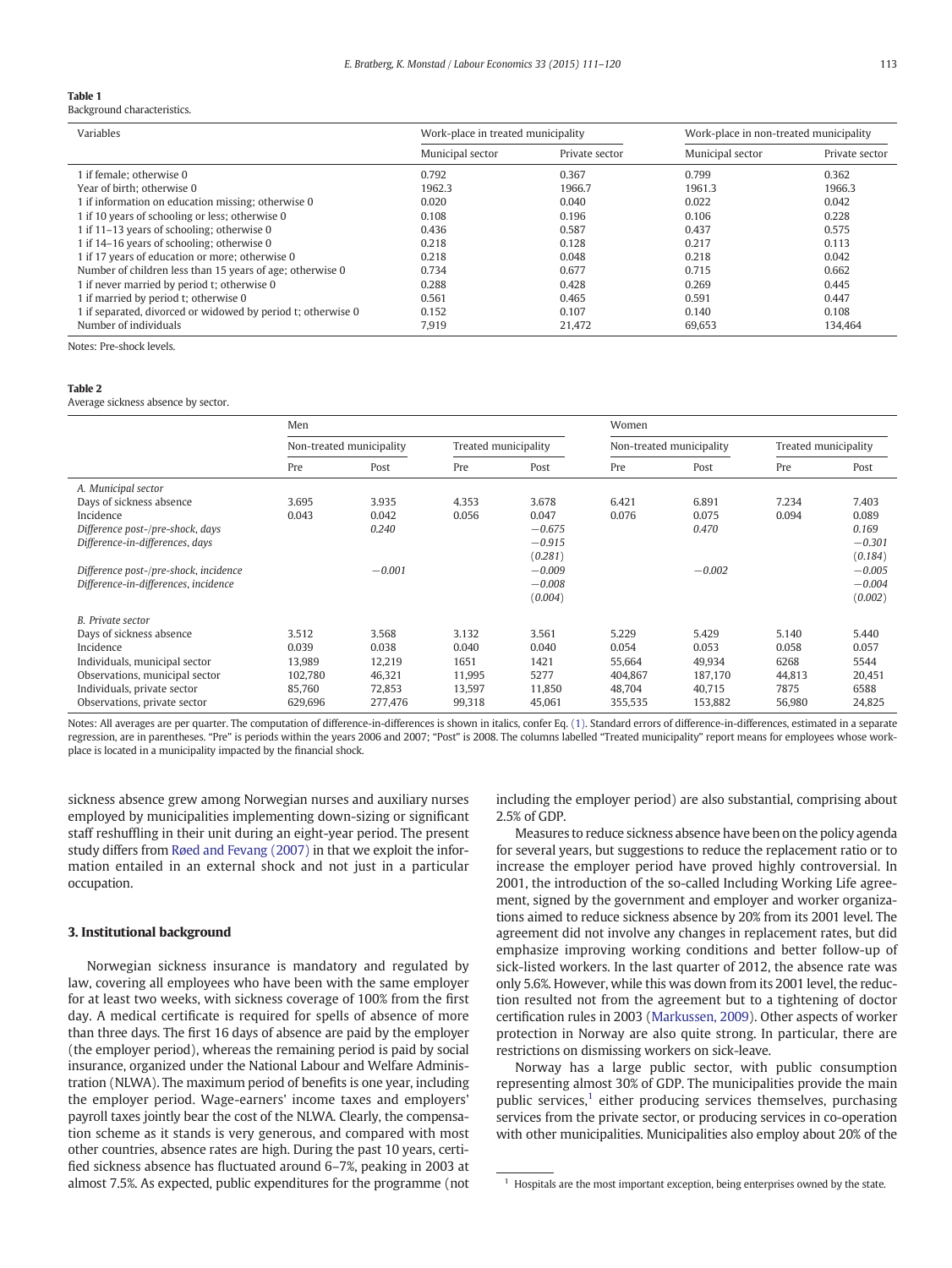**Table 1**
Background characteristics.

| Variables | Work-place in treated municipality | | Work-place in non-treated municipality | |
|---|---|---|---|---|
| | Municipal sector | Private sector | Municipal sector | Private sector |
| 1 if female; otherwise 0 | 0.792 | 0.367 | 0.799 | 0.362 |
| Year of birth; otherwise 0 | 1962.3 | 1966.7 | 1961.3 | 1966.3 |
| 1 if information on education missing; otherwise 0 | 0.020 | 0.040 | 0.022 | 0.042 |
| 1 if 10 years of schooling or less; otherwise 0 | 0.108 | 0.196 | 0.106 | 0.228 |
| 1 if 11–13 years of schooling; otherwise 0 | 0.436 | 0.587 | 0.437 | 0.575 |
| 1 if 14–16 years of schooling; otherwise 0 | 0.218 | 0.128 | 0.217 | 0.113 |
| 1 if 17 years of education or more; otherwise 0 | 0.218 | 0.048 | 0.218 | 0.042 |
| Number of children less than 15 years of age; otherwise 0 | 0.734 | 0.677 | 0.715 | 0.662 |
| 1 if never married by period t; otherwise 0 | 0.288 | 0.428 | 0.269 | 0.445 |
| 1 if married by period t; otherwise 0 | 0.561 | 0.465 | 0.591 | 0.447 |
| 1 if separated, divorced or widowed by period t; otherwise 0 | 0.152 | 0.107 | 0.140 | 0.108 |
| Number of individuals | 7,919 | 21,472 | 69,653 | 134,464 |

Notes: Pre-shock levels.

**Table 2**
Average sickness absence by sector.

| | Men | | | | Women | | | |
|---|---|---|---|---|---|---|---|---|
| | Non-treated municipality | | Treated municipality | | Non-treated municipality | | Treated municipality | |
| | Pre | Post | Pre | Post | Pre | Post | Pre | Post |
| *A. Municipal sector* | | | | | | | | |
| Days of sickness absence | 3.695 | 3.935 | 4.353 | 3.678 | 6.421 | 6.891 | 7.234 | 7.403 |
| Incidence | 0.043 | 0.042 | 0.056 | 0.047 | 0.076 | 0.075 | 0.094 | 0.089 |
| *Difference post-/pre-shock, days* | | *0.240* | | *−0.675* | | *0.470* | | *0.169* |
| *Difference-in-differences, days* | | | | *−0.915* | | | | *−0.301* |
| | | | | (*0.281*) | | | | (*0.184*) |
| *Difference post-/pre-shock, incidence* | | *−0.001* | | *−0.009* | | *−0.002* | | *−0.005* |
| *Difference-in-differences, incidence* | | | | *−0.008* | | | | *−0.004* |
| | | | | (*0.004*) | | | | (*0.002*) |
| *B. Private sector* | | | | | | | | |
| Days of sickness absence | 3.512 | 3.568 | 3.132 | 3.561 | 5.229 | 5.429 | 5.140 | 5.440 |
| Incidence | 0.039 | 0.038 | 0.040 | 0.040 | 0.054 | 0.053 | 0.058 | 0.057 |
| Individuals, municipal sector | 13,989 | 12,219 | 1651 | 1421 | 55,664 | 49,934 | 6268 | 5544 |
| Observations, municipal sector | 102,780 | 46,321 | 11,995 | 5277 | 404,867 | 187,170 | 44,813 | 20,451 |
| Individuals, private sector | 85,760 | 72,853 | 13,597 | 11,850 | 48,704 | 40,715 | 7875 | 6588 |
| Observations, private sector | 629,696 | 277,476 | 99,318 | 45,061 | 355,535 | 153,882 | 56,980 | 24,825 |

Notes: All averages are per quarter. The computation of difference-in-differences is shown in italics, confer Eq. (1). Standard errors of difference-in-differences, estimated in a separate regression, are in parentheses. "Pre" is periods within the years 2006 and 2007; "Post" is 2008. The columns labelled "Treated municipality" report means for employees whose work-place is located in a municipality impacted by the financial shock.

sickness absence grew among Norwegian nurses and auxiliary nurses employed by municipalities implementing down-sizing or significant staff reshuffling in their unit during an eight-year period. The present study differs from Røed and Fevang (2007) in that we exploit the information entailed in an external shock and not just in a particular occupation.

## 3. Institutional background

Norwegian sickness insurance is mandatory and regulated by law, covering all employees who have been with the same employer for at least two weeks, with sickness coverage of 100% from the first day. A medical certificate is required for spells of absence of more than three days. The first 16 days of absence are paid by the employer (the employer period), whereas the remaining period is paid by social insurance, organized under the National Labour and Welfare Administration (NLWA). The maximum period of benefits is one year, including the employer period. Wage-earners' income taxes and employers' payroll taxes jointly bear the cost of the NLWA. Clearly, the compensation scheme as it stands is very generous, and compared with most other countries, absence rates are high. During the past 10 years, certified sickness absence has fluctuated around 6–7%, peaking in 2003 at almost 7.5%. As expected, public expenditures for the programme (not including the employer period) are also substantial, comprising about 2.5% of GDP.

Measures to reduce sickness absence have been on the policy agenda for several years, but suggestions to reduce the replacement ratio or to increase the employer period have proved highly controversial. In 2001, the introduction of the so-called Including Working Life agreement, signed by the government and employer and worker organizations aimed to reduce sickness absence by 20% from its 2001 level. The agreement did not involve any changes in replacement rates, but did emphasize improving working conditions and better follow-up of sick-listed workers. In the last quarter of 2012, the absence rate was only 5.6%. However, while this was down from its 2001 level, the reduction resulted not from the agreement but to a tightening of doctor certification rules in 2003 (Markussen, 2009). Other aspects of worker protection in Norway are also quite strong. In particular, there are restrictions on dismissing workers on sick-leave.

Norway has a large public sector, with public consumption representing almost 30% of GDP. The municipalities provide the main public services,[1] either producing services themselves, purchasing services from the private sector, or producing services in co-operation with other municipalities. Municipalities also employ about 20% of the

[1] Hospitals are the most important exception, being enterprises owned by the state.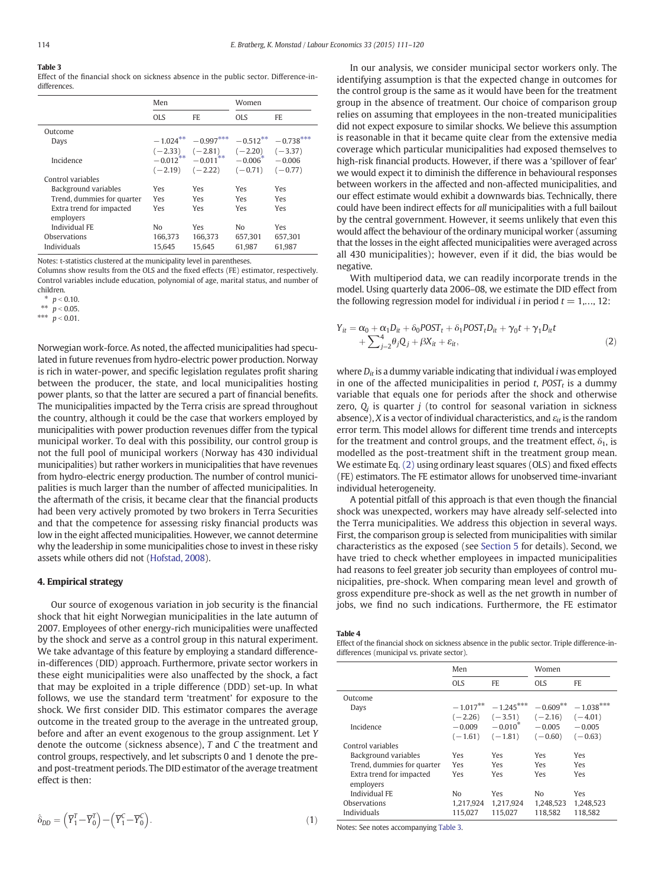**Table 3**
Effect of the financial shock on sickness absence in the public sector. Difference-in-differences.

| | Men | | Women | |
|---|---|---|---|---|
| | OLS | FE | OLS | FE |
| Outcome | | | | |
| Days | −1.024** | −0.997*** | −0.512** | −0.738*** |
| | (−2.33) | (−2.81) | (−2.20) | (−3.37) |
| Incidence | −0.012** | −0.011** | −0.006* | −0.006 |
| | (−2.19) | (−2.22) | (−0.71) | (−0.77) |
| Control variables | | | | |
| Background variables | Yes | Yes | Yes | Yes |
| Trend, dummies for quarter | Yes | Yes | Yes | Yes |
| Extra trend for impacted employers | Yes | Yes | Yes | Yes |
| Individual FE | No | Yes | No | Yes |
| Observations | 166,373 | 166,373 | 657,301 | 657,301 |
| Individuals | 15,645 | 15,645 | 61,987 | 61,987 |

Notes: t-statistics clustered at the municipality level in parentheses.
Columns show results from the OLS and the fixed effects (FE) estimator, respectively. Control variables include education, polynomial of age, marital status, and number of children.
* $p < 0.10$.
** $p < 0.05$.
*** $p < 0.01$.

Norwegian work-force. As noted, the affected municipalities had speculated in future revenues from hydro-electric power production. Norway is rich in water-power, and specific legislation regulates profit sharing between the producer, the state, and local municipalities hosting power plants, so that the latter are secured a part of financial benefits. The municipalities impacted by the Terra crisis are spread throughout the country, although it could be the case that workers employed by municipalities with power production revenues differ from the typical municipal worker. To deal with this possibility, our control group is not the full pool of municipal workers (Norway has 430 individual municipalities) but rather workers in municipalities that have revenues from hydro-electric energy production. The number of control municipalities is much larger than the number of affected municipalities. In the aftermath of the crisis, it became clear that the financial products had been very actively promoted by two brokers in Terra Securities and that the competence for assessing risky financial products was low in the eight affected municipalities. However, we cannot determine why the leadership in some municipalities chose to invest in these risky assets while others did not (Hofstad, 2008).

## 4. Empirical strategy

Our source of exogenous variation in job security is the financial shock that hit eight Norwegian municipalities in the late autumn of 2007. Employees of other energy-rich municipalities were unaffected by the shock and serve as a control group in this natural experiment. We take advantage of this feature by employing a standard difference-in-differences (DID) approach. Furthermore, private sector workers in these eight municipalities were also unaffected by the shock, a fact that may be exploited in a triple difference (DDD) set-up. In what follows, we use the standard term 'treatment' for exposure to the shock. We first consider DID. This estimator compares the average outcome in the treated group to the average in the untreated group, before and after an event exogenous to the group assignment. Let $Y$ denote the outcome (sickness absence), $T$ and $C$ the treatment and control groups, respectively, and let subscripts 0 and 1 denote the pre- and post-treatment periods. The DID estimator of the average treatment effect is then:

$$\hat{\delta}_{DD} = \left(\overline{Y}_1^T - \overline{Y}_0^T\right) - \left(\overline{Y}_1^C - \overline{Y}_0^C\right). \tag{1}$$

In our analysis, we consider municipal sector workers only. The identifying assumption is that the expected change in outcomes for the control group is the same as it would have been for the treatment group in the absence of treatment. Our choice of comparison group relies on assuming that employees in the non-treated municipalities did not expect exposure to similar shocks. We believe this assumption is reasonable in that it became quite clear from the extensive media coverage which particular municipalities had exposed themselves to high-risk financial products. However, if there was a 'spillover of fear' we would expect it to diminish the difference in behavioural responses between workers in the affected and non-affected municipalities, and our effect estimate would exhibit a downwards bias. Technically, there could have been indirect effects for *all* municipalities with a full bailout by the central government. However, it seems unlikely that even this would affect the behaviour of the ordinary municipal worker (assuming that the losses in the eight affected municipalities were averaged across all 430 municipalities); however, even if it did, the bias would be negative.

With multiperiod data, we can readily incorporate trends in the model. Using quarterly data 2006–08, we estimate the DID effect from the following regression model for individual $i$ in period $t = 1,\ldots, 12$:

$$Y_{it} = \alpha_0 + \alpha_1 D_{it} + \delta_0 POST_t + \delta_1 POST_t D_{it} + \gamma_0 t + \gamma_1 D_{it} t + \sum_{j=2}^{4} \theta_j Q_j + \beta X_{it} + \varepsilon_{it}, \tag{2}$$

where $D_{it}$ is a dummy variable indicating that individual $i$ was employed in one of the affected municipalities in period $t$, $POST_t$ is a dummy variable that equals one for periods after the shock and otherwise zero, $Q_j$ is quarter $j$ (to control for seasonal variation in sickness absence), $X$ is a vector of individual characteristics, and $\varepsilon_{it}$ is the random error term. This model allows for different time trends and intercepts for the treatment and control groups, and the treatment effect, $\delta_1$, is modelled as the post-treatment shift in the treatment group mean. We estimate Eq. (2) using ordinary least squares (OLS) and fixed effects (FE) estimators. The FE estimator allows for unobserved time-invariant individual heterogeneity.

A potential pitfall of this approach is that even though the financial shock was unexpected, workers may have already self-selected into the Terra municipalities. We address this objection in several ways. First, the comparison group is selected from municipalities with similar characteristics as the exposed (see Section 5 for details). Second, we have tried to check whether employees in impacted municipalities had reasons to feel greater job security than employees of control municipalities, pre-shock. When comparing mean level and growth of gross expenditure pre-shock as well as the net growth in number of jobs, we find no such indications. Furthermore, the FE estimator

**Table 4**
Effect of the financial shock on sickness absence in the public sector. Triple difference-in-differences (municipal vs. private sector).

| | Men | | Women | |
|---|---|---|---|---|
| | OLS | FE | OLS | FE |
| Outcome | | | | |
| Days | −1.017** | −1.245*** | −0.609** | −1.038*** |
| | (−2.26) | (−3.51) | (−2.16) | (−4.01) |
| Incidence | −0.009 | −0.010* | −0.005 | −0.005 |
| | (−1.61) | (−1.81) | (−0.60) | (−0.63) |
| Control variables | | | | |
| Background variables | Yes | Yes | Yes | Yes |
| Trend, dummies for quarter | Yes | Yes | Yes | Yes |
| Extra trend for impacted employers | Yes | Yes | Yes | Yes |
| Individual FE | No | Yes | No | Yes |
| Observations | 1,217,924 | 1,217,924 | 1,248,523 | 1,248,523 |
| Individuals | 115,027 | 115,027 | 118,582 | 118,582 |

Notes: See notes accompanying Table 3.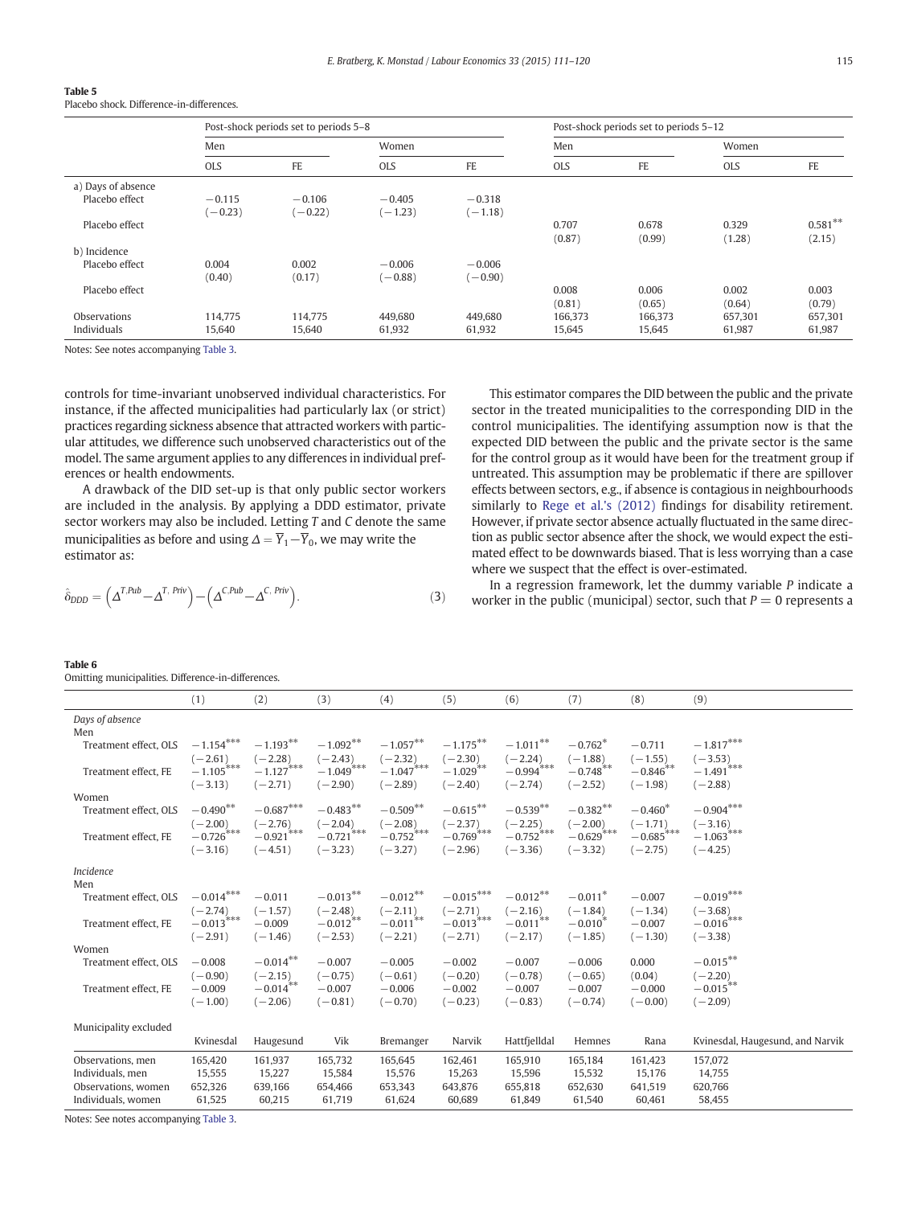**Table 5**
Placebo shock. Difference-in-differences.

| | Post-shock periods set to periods 5–8 | | | | Post-shock periods set to periods 5–12 | | | |
|---|---|---|---|---|---|---|---|---|
| | Men | | Women | | Men | | Women | |
| | OLS | FE | OLS | FE | OLS | FE | OLS | FE |
| a) Days of absence | | | | | | | | |
| Placebo effect | −0.115 | −0.106 | −0.405 | −0.318 | | | | |
| | (−0.23) | (−0.22) | (−1.23) | (−1.18) | | | | |
| Placebo effect | | | | | 0.707 | 0.678 | 0.329 | 0.581** |
| | | | | | (0.87) | (0.99) | (1.28) | (2.15) |
| b) Incidence | | | | | | | | |
| Placebo effect | 0.004 | 0.002 | −0.006 | −0.006 | | | | |
| | (0.40) | (0.17) | (−0.88) | (−0.90) | | | | |
| Placebo effect | | | | | 0.008 | 0.006 | 0.002 | 0.003 |
| | | | | | (0.81) | (0.65) | (0.64) | (0.79) |
| Observations | 114,775 | 114,775 | 449,680 | 449,680 | 166,373 | 166,373 | 657,301 | 657,301 |
| Individuals | 15,640 | 15,640 | 61,932 | 61,932 | 15,645 | 15,645 | 61,987 | 61,987 |

Notes: See notes accompanying Table 3.

controls for time-invariant unobserved individual characteristics. For instance, if the affected municipalities had particularly lax (or strict) practices regarding sickness absence that attracted workers with particular attitudes, we difference such unobserved characteristics out of the model. The same argument applies to any differences in individual preferences or health endowments.

A drawback of the DID set-up is that only public sector workers are included in the analysis. By applying a DDD estimator, private sector workers may also be included. Letting $T$ and $C$ denote the same municipalities as before and using $\Delta = \overline{Y}_1 - \overline{Y}_0$, we may write the estimator as:

$$\hat{\delta}_{DDD} = \left(\Delta^{T.Pub} - \Delta^{T.\,Priv}\right) - \left(\Delta^{C.Pub} - \Delta^{C.\,Priv}\right). \tag{3}$$

This estimator compares the DID between the public and the private sector in the treated municipalities to the corresponding DID in the control municipalities. The identifying assumption now is that the expected DID between the public and the private sector is the same for the control group as it would have been for the treatment group if untreated. This assumption may be problematic if there are spillover effects between sectors, e.g., if absence is contagious in neighbourhoods similarly to Rege et al.'s (2012) findings for disability retirement. However, if private sector absence actually fluctuated in the same direction as public sector absence after the shock, we would expect the estimated effect to be downwards biased. That is less worrying than a case where we suspect that the effect is over-estimated.

In a regression framework, let the dummy variable $P$ indicate a worker in the public (municipal) sector, such that $P = 0$ represents a

**Table 6**
Omitting municipalities. Difference-in-differences.

| | (1) | (2) | (3) | (4) | (5) | (6) | (7) | (8) | (9) |
|---|---|---|---|---|---|---|---|---|---|
| *Days of absence* | | | | | | | | | |
| Men | | | | | | | | | |
| Treatment effect, OLS | −1.154*** | −1.193** | −1.092** | −1.057** | −1.175** | −1.011** | −0.762* | −0.711 | −1.817*** |
| | (−2.61) | (−2.28) | (−2.43) | (−2.32) | (−2.30) | (−2.24) | (−1.88) | (−1.55) | (−3.53) |
| Treatment effect, FE | −1.105*** | −1.127*** | −1.049*** | −1.047*** | −1.029** | −0.994*** | −0.748** | −0.846** | −1.491*** |
| | (−3.13) | (−2.71) | (−2.90) | (−2.89) | (−2.40) | (−2.74) | (−2.52) | (−1.98) | (−2.88) |
| Women | | | | | | | | | |
| Treatment effect, OLS | −0.490** | −0.687*** | −0.483** | −0.509** | −0.615** | −0.539** | −0.382** | −0.460* | −0.904*** |
| | (−2.00) | (−2.76) | (−2.04) | (−2.08) | (−2.37) | (−2.25) | (−2.00) | (−1.71) | (−3.16) |
| Treatment effect, FE | −0.726*** | −0.921*** | −0.721*** | −0.752*** | −0.769*** | −0.752*** | −0.629*** | −0.685*** | −1.063*** |
| | (−3.16) | (−4.51) | (−3.23) | (−3.27) | (−2.96) | (−3.36) | (−3.32) | (−2.75) | (−4.25) |
| *Incidence* | | | | | | | | | |
| Men | | | | | | | | | |
| Treatment effect, OLS | −0.014*** | −0.011 | −0.013** | −0.012** | −0.015*** | −0.012** | −0.011* | −0.007 | −0.019*** |
| | (−2.74) | (−1.57) | (−2.48) | (−2.11) | (−2.71) | (−2.16) | (−1.84) | (−1.34) | (−3.68) |
| Treatment effect, FE | −0.013*** | −0.009 | −0.012** | −0.011** | −0.013*** | −0.011** | −0.010* | −0.007 | −0.016*** |
| | (−2.91) | (−1.46) | (−2.53) | (−2.21) | (−2.71) | (−2.17) | (−1.85) | (−1.30) | (−3.38) |
| Women | | | | | | | | | |
| Treatment effect, OLS | −0.008 | −0.014** | −0.007 | −0.005 | −0.002 | −0.007 | −0.006 | 0.000 | −0.015** |
| | (−0.90) | (−2.15) | (−0.75) | (−0.61) | (−0.20) | (−0.78) | (−0.65) | (0.04) | (−2.20) |
| Treatment effect, FE | −0.009 | −0.014** | −0.007 | −0.006 | −0.002 | −0.007 | −0.007 | −0.000 | −0.015** |
| | (−1.00) | (−2.06) | (−0.81) | (−0.70) | (−0.23) | (−0.83) | (−0.74) | (−0.00) | (−2.09) |
| Municipality excluded | | | | | | | | | |
| | Kvinesdal | Haugesund | Vik | Bremanger | Narvik | Hattfjelldal | Hemnes | Rana | Kvinesdal, Haugesund, and Narvik |
| Observations, men | 165,420 | 161,937 | 165,732 | 165,645 | 162,461 | 165,910 | 165,184 | 161,423 | 157,072 |
| Individuals, men | 15,555 | 15,227 | 15,584 | 15,576 | 15,263 | 15,596 | 15,532 | 15,176 | 14,755 |
| Observations, women | 652,326 | 639,166 | 654,466 | 653,343 | 643,876 | 655,818 | 652,630 | 641,519 | 620,766 |
| Individuals, women | 61,525 | 60,215 | 61,719 | 61,624 | 60,689 | 61,849 | 61,540 | 60,461 | 58,455 |

Notes: See notes accompanying Table 3.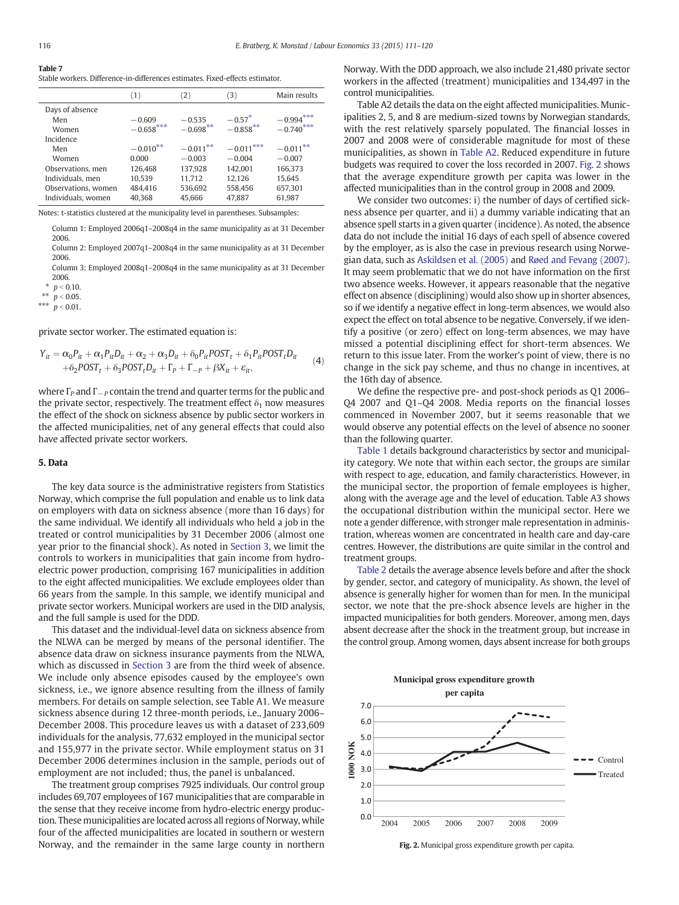**Table 7**
Stable workers. Difference-in-differences estimates. Fixed-effects estimator.

| | (1) | (2) | (3) | Main results |
|---|---|---|---|---|
| Days of absence | | | | |
| Men | −0.609 | −0.535 | −0.57* | −0.994*** |
| Women | −0.658*** | −0.698** | −0.858** | −0.740*** |
| Incidence | | | | |
| Men | −0.010** | −0.011** | −0.011*** | −0.011** |
| Women | 0.000 | −0.003 | −0.004 | −0.007 |
| Observations, men | 126,468 | 137,928 | 142,001 | 166,373 |
| Individuals, men | 10,539 | 11,712 | 12,126 | 15,645 |
| Observations, women | 484,416 | 536,692 | 558,456 | 657,301 |
| Individuals, women | 40,368 | 45,666 | 47,887 | 61,987 |

Notes: t-statistics clustered at the municipality level in parentheses. Subsamples:

Column 1: Employed 2006q1–2008q4 in the same municipality as at 31 December 2006.

Column 2: Employed 2007q1–2008q4 in the same municipality as at 31 December 2006.

Column 3: Employed 2008q1–2008q4 in the same municipality as at 31 December 2006.

\* $p < 0.10$.
\** $p < 0.05$.
\*** $p < 0.01$.

private sector worker. The estimated equation is:

$$Y_{it} = \alpha_0 P_{it} + \alpha_1 P_{it} D_{it} + \alpha_2 + \alpha_3 D_{it} + \delta_0 P_{it} POST_t + \delta_1 P_{it} POST_t D_{it} + \delta_2 POST_t + \delta_3 POST_t D_{it} + \Gamma_P + \Gamma_{-P} + \beta X_{it} + \varepsilon_{it}, \tag{4}$$

where $\Gamma_P$ and $\Gamma_{-P}$ contain the trend and quarter terms for the public and the private sector, respectively. The treatment effect $\delta_1$ now measures the effect of the shock on sickness absence by public sector workers in the affected municipalities, net of any general effects that could also have affected private sector workers.

## 5. Data

The key data source is the administrative registers from Statistics Norway, which comprise the full population and enable us to link data on employers with data on sickness absence (more than 16 days) for the same individual. We identify all individuals who held a job in the treated or control municipalities by 31 December 2006 (almost one year prior to the financial shock). As noted in Section 3, we limit the controls to workers in municipalities that gain income from hydro-electric power production, comprising 167 municipalities in addition to the eight affected municipalities. We exclude employees older than 66 years from the sample. In this sample, we identify municipal and private sector workers. Municipal workers are used in the DID analysis, and the full sample is used for the DDD.

This dataset and the individual-level data on sickness absence from the NLWA can be merged by means of the personal identifier. The absence data draw on sickness insurance payments from the NLWA, which as discussed in Section 3 are from the third week of absence. We include only absence episodes caused by the employee's own sickness, i.e., we ignore absence resulting from the illness of family members. For details on sample selection, see Table A1. We measure sickness absence during 12 three-month periods, i.e., January 2006–December 2008. This procedure leaves us with a dataset of 233,609 individuals for the analysis, 77,632 employed in the municipal sector and 155,977 in the private sector. While employment status on 31 December 2006 determines inclusion in the sample, periods out of employment are not included; thus, the panel is unbalanced.

The treatment group comprises 7925 individuals. Our control group includes 69,707 employees of 167 municipalities that are comparable in the sense that they receive income from hydro-electric energy production. These municipalities are located across all regions of Norway, while four of the affected municipalities are located in southern or western Norway, and the remainder in the same large county in northern Norway. With the DDD approach, we also include 21,480 private sector workers in the affected (treatment) municipalities and 134,497 in the control municipalities.

Table A2 details the data on the eight affected municipalities. Municipalities 2, 5, and 8 are medium-sized towns by Norwegian standards, with the rest relatively sparsely populated. The financial losses in 2007 and 2008 were of considerable magnitude for most of these municipalities, as shown in Table A2. Reduced expenditure in future budgets was required to cover the loss recorded in 2007. Fig. 2 shows that the average expenditure growth per capita was lower in the affected municipalities than in the control group in 2008 and 2009.

We consider two outcomes: i) the number of days of certified sickness absence per quarter, and ii) a dummy variable indicating that an absence spell starts in a given quarter (incidence). As noted, the absence data do not include the initial 16 days of each spell of absence covered by the employer, as is also the case in previous research using Norwegian data, such as Askildsen et al. (2005) and Røed and Fevang (2007). It may seem problematic that we do not have information on the first two absence weeks. However, it appears reasonable that the negative effect on absence (disciplining) would also show up in shorter absences, so if we identify a negative effect in long-term absences, we would also expect the effect on total absence to be negative. Conversely, if we identify a positive (or zero) effect on long-term absences, we may have missed a potential disciplining effect for short-term absences. We return to this issue later. From the worker's point of view, there is no change in the sick pay scheme, and thus no change in incentives, at the 16th day of absence.

We define the respective pre- and post-shock periods as Q1 2006–Q4 2007 and Q1–Q4 2008. Media reports on the financial losses commenced in November 2007, but it seems reasonable that we would observe any potential effects on the level of absence no sooner than the following quarter.

Table 1 details background characteristics by sector and municipality category. We note that within each sector, the groups are similar with respect to age, education, and family characteristics. However, in the municipal sector, the proportion of female employees is higher, along with the average age and the level of education. Table A3 shows the occupational distribution within the municipal sector. Here we note a gender difference, with stronger male representation in administration, whereas women are concentrated in health care and day-care centres. However, the distributions are quite similar in the control and treatment groups.

Table 2 details the average absence levels before and after the shock by gender, sector, and category of municipality. As shown, the level of absence is generally higher for women than for men. In the municipal sector, we note that the pre-shock absence levels are higher in the impacted municipalities for both genders. Moreover, among men, days absent decrease after the shock in the treatment group, but increase in the control group. Among women, days absent increase for both groups

**Fig. 2.** Municipal gross expenditure growth per capita.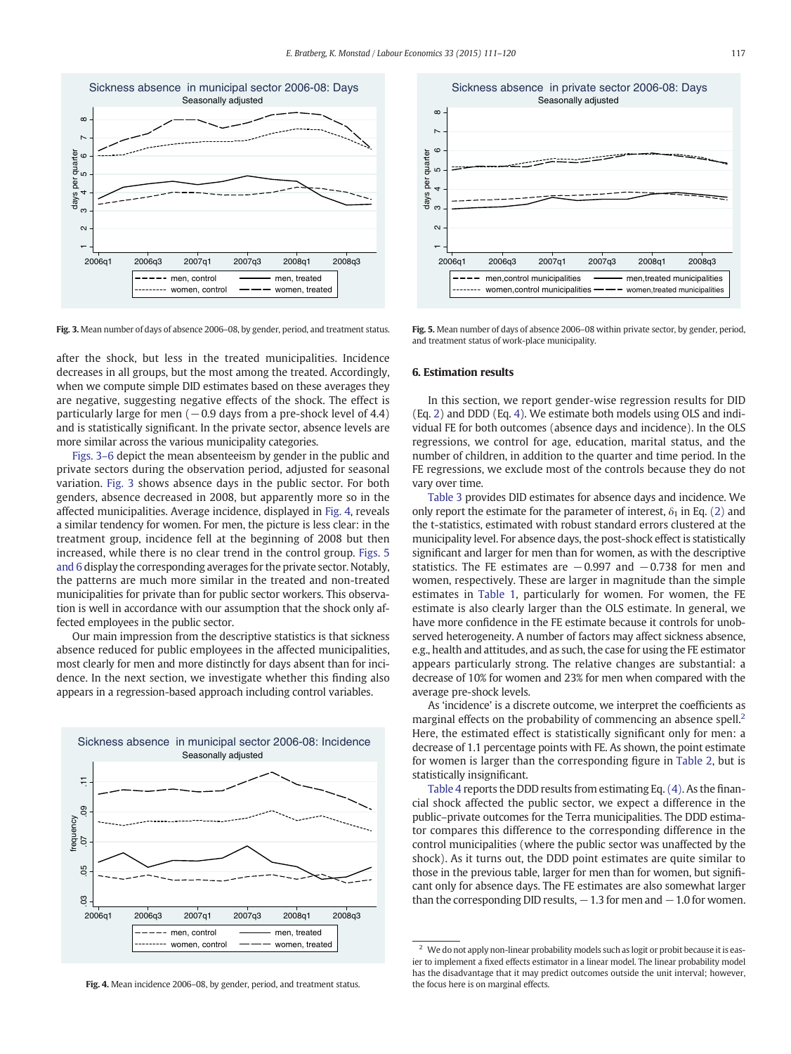Fig. 3. Mean number of days of absence 2006–08, by gender, period, and treatment status.

after the shock, but less in the treated municipalities. Incidence decreases in all groups, but the most among the treated. Accordingly, when we compute simple DID estimates based on these averages they are negative, suggesting negative effects of the shock. The effect is particularly large for men (−0.9 days from a pre-shock level of 4.4) and is statistically significant. In the private sector, absence levels are more similar across the various municipality categories.

Figs. 3–6 depict the mean absenteeism by gender in the public and private sectors during the observation period, adjusted for seasonal variation. Fig. 3 shows absence days in the public sector. For both genders, absence decreased in 2008, but apparently more so in the affected municipalities. Average incidence, displayed in Fig. 4, reveals a similar tendency for women. For men, the picture is less clear: in the treatment group, incidence fell at the beginning of 2008 but then increased, while there is no clear trend in the control group. Figs. 5 and 6 display the corresponding averages for the private sector. Notably, the patterns are much more similar in the treated and non-treated municipalities for private than for public sector workers. This observation is well in accordance with our assumption that the shock only affected employees in the public sector.

Our main impression from the descriptive statistics is that sickness absence reduced for public employees in the affected municipalities, most clearly for men and more distinctly for days absent than for incidence. In the next section, we investigate whether this finding also appears in a regression-based approach including control variables.

Fig. 4. Mean incidence 2006–08, by gender, period, and treatment status.

Fig. 5. Mean number of days of absence 2006–08 within private sector, by gender, period, and treatment status of work-place municipality.

## 6. Estimation results

In this section, we report gender-wise regression results for DID (Eq. 2) and DDD (Eq. 4). We estimate both models using OLS and individual FE for both outcomes (absence days and incidence). In the OLS regressions, we control for age, education, marital status, and the number of children, in addition to the quarter and time period. In the FE regressions, we exclude most of the controls because they do not vary over time.

Table 3 provides DID estimates for absence days and incidence. We only report the estimate for the parameter of interest, $\delta_1$ in Eq. (2) and the t-statistics, estimated with robust standard errors clustered at the municipality level. For absence days, the post-shock effect is statistically significant and larger for men than for women, as with the descriptive statistics. The FE estimates are −0.997 and −0.738 for men and women, respectively. These are larger in magnitude than the simple estimates in Table 1, particularly for women. For women, the FE estimate is also clearly larger than the OLS estimate. In general, we have more confidence in the FE estimate because it controls for unobserved heterogeneity. A number of factors may affect sickness absence, e.g., health and attitudes, and as such, the case for using the FE estimator appears particularly strong. The relative changes are substantial: a decrease of 10% for women and 23% for men when compared with the average pre-shock levels.

As 'incidence' is a discrete outcome, we interpret the coefficients as marginal effects on the probability of commencing an absence spell.[2] Here, the estimated effect is statistically significant only for men: a decrease of 1.1 percentage points with FE. As shown, the point estimate for women is larger than the corresponding figure in Table 2, but is statistically insignificant.

Table 4 reports the DDD results from estimating Eq. (4). As the financial shock affected the public sector, we expect a difference in the public–private outcomes for the Terra municipalities. The DDD estimator compares this difference to the corresponding difference in the control municipalities (where the public sector was unaffected by the shock). As it turns out, the DDD point estimates are quite similar to those in the previous table, larger for men than for women, but significant only for absence days. The FE estimates are also somewhat larger than the corresponding DID results, −1.3 for men and −1.0 for women.

[2] We do not apply non-linear probability models such as logit or probit because it is easier to implement a fixed effects estimator in a linear model. The linear probability model has the disadvantage that it may predict outcomes outside the unit interval; however, the focus here is on marginal effects.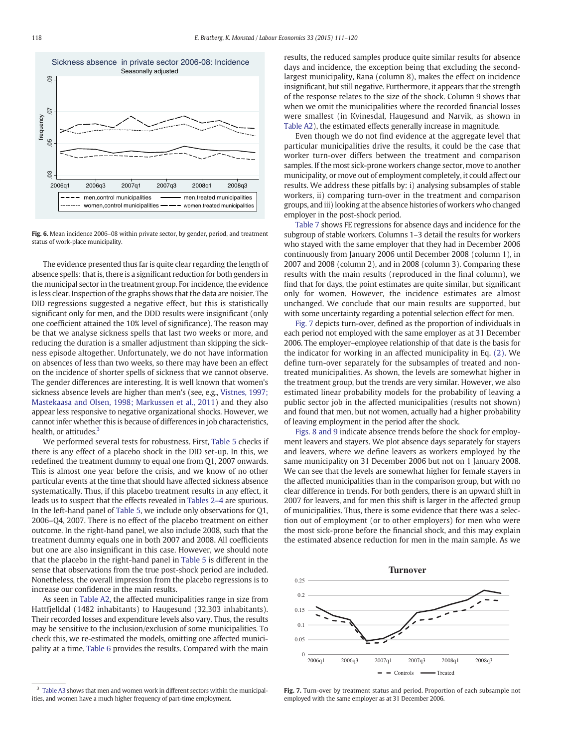Fig. 6. Mean incidence 2006–08 within private sector, by gender, period, and treatment status of work-place municipality.

The evidence presented thus far is quite clear regarding the length of absence spells: that is, there is a significant reduction for both genders in the municipal sector in the treatment group. For incidence, the evidence is less clear. Inspection of the graphs shows that the data are noisier. The DID regressions suggested a negative effect, but this is statistically significant only for men, and the DDD results were insignificant (only one coefficient attained the 10% level of significance). The reason may be that we analyse sickness spells that last two weeks or more, and reducing the duration is a smaller adjustment than skipping the sickness episode altogether. Unfortunately, we do not have information on absences of less than two weeks, so there may have been an effect on the incidence of shorter spells of sickness that we cannot observe. The gender differences are interesting. It is well known that women's sickness absence levels are higher than men's (see, e.g., Vistnes, 1997; Mastekaasa and Olsen, 1998; Markussen et al., 2011) and they also appear less responsive to negative organizational shocks. However, we cannot infer whether this is because of differences in job characteristics, health, or attitudes.[3]

We performed several tests for robustness. First, Table 5 checks if there is any effect of a placebo shock in the DID set-up. In this, we redefined the treatment dummy to equal one from Q1, 2007 onwards. This is almost one year before the crisis, and we know of no other particular events at the time that should have affected sickness absence systematically. Thus, if this placebo treatment results in any effect, it leads us to suspect that the effects revealed in Tables 2–4 are spurious. In the left-hand panel of Table 5, we include only observations for Q1, 2006–Q4, 2007. There is no effect of the placebo treatment on either outcome. In the right-hand panel, we also include 2008, such that the treatment dummy equals one in both 2007 and 2008. All coefficients but one are also insignificant in this case. However, we should note that the placebo in the right-hand panel in Table 5 is different in the sense that observations from the true post-shock period are included. Nonetheless, the overall impression from the placebo regressions is to increase our confidence in the main results.

As seen in Table A2, the affected municipalities range in size from Hattfjelldal (1482 inhabitants) to Haugesund (32,303 inhabitants). Their recorded losses and expenditure levels also vary. Thus, the results may be sensitive to the inclusion/exclusion of some municipalities. To check this, we re-estimated the models, omitting one affected municipality at a time. Table 6 provides the results. Compared with the main results, the reduced samples produce quite similar results for absence days and incidence, the exception being that excluding the second-largest municipality, Rana (column 8), makes the effect on incidence insignificant, but still negative. Furthermore, it appears that the strength of the response relates to the size of the shock. Column 9 shows that when we omit the municipalities where the recorded financial losses were smallest (in Kvinesdal, Haugesund and Narvik, as shown in Table A2), the estimated effects generally increase in magnitude.

Even though we do not find evidence at the aggregate level that particular municipalities drive the results, it could be the case that worker turn-over differs between the treatment and comparison samples. If the most sick-prone workers change sector, move to another municipality, or move out of employment completely, it could affect our results. We address these pitfalls by: i) analysing subsamples of stable workers, ii) comparing turn-over in the treatment and comparison groups, and iii) looking at the absence histories of workers who changed employer in the post-shock period.

Table 7 shows FE regressions for absence days and incidence for the subgroup of stable workers. Columns 1–3 detail the results for workers who stayed with the same employer that they had in December 2006 continuously from January 2006 until December 2008 (column 1), in 2007 and 2008 (column 2), and in 2008 (column 3). Comparing these results with the main results (reproduced in the final column), we find that for days, the point estimates are quite similar, but significant only for women. However, the incidence estimates are almost unchanged. We conclude that our main results are supported, but with some uncertainty regarding a potential selection effect for men.

Fig. 7 depicts turn-over, defined as the proportion of individuals in each period not employed with the same employer as at 31 December 2006. The employer–employee relationship of that date is the basis for the indicator for working in an affected municipality in Eq. (2). We define turn-over separately for the subsamples of treated and non-treated municipalities. As shown, the levels are somewhat higher in the treatment group, but the trends are very similar. However, we also estimated linear probability models for the probability of leaving a public sector job in the affected municipalities (results not shown) and found that men, but not women, actually had a higher probability of leaving employment in the period after the shock.

Figs. 8 and 9 indicate absence trends before the shock for employment leavers and stayers. We plot absence days separately for stayers and leavers, where we define leavers as workers employed by the same municipality on 31 December 2006 but not on 1 January 2008. We can see that the levels are somewhat higher for female stayers in the affected municipalities than in the comparison group, but with no clear difference in trends. For both genders, there is an upward shift in 2007 for leavers, and for men this shift is larger in the affected group of municipalities. Thus, there is some evidence that there was a selection out of employment (or to other employers) for men who were the most sick-prone before the financial shock, and this may explain the estimated absence reduction for men in the main sample. As we

Fig. 7. Turn-over by treatment status and period. Proportion of each subsample not employed with the same employer as at 31 December 2006.

[3] Table A3 shows that men and women work in different sectors within the municipalities, and women have a much higher frequency of part-time employment.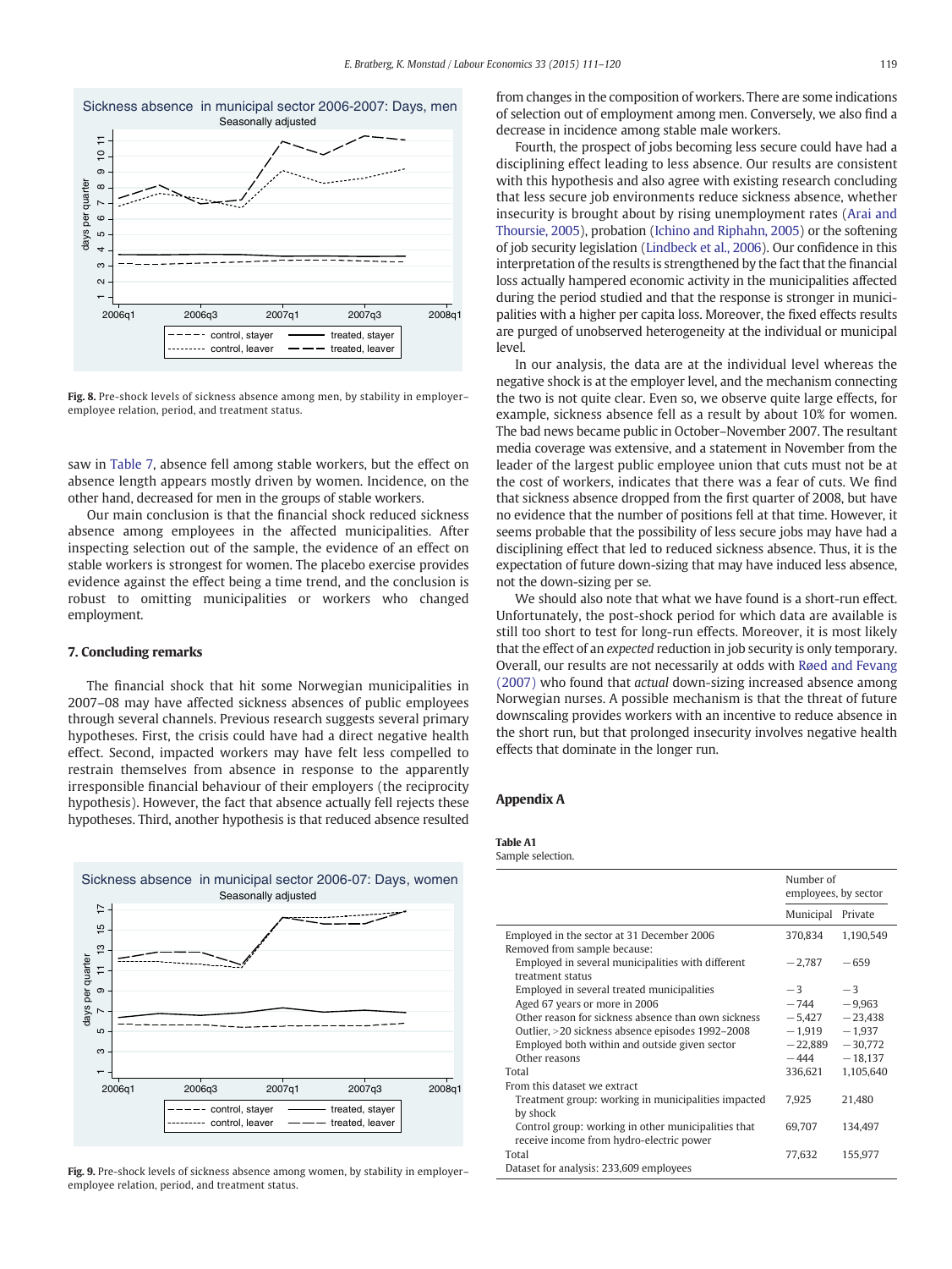Fig. 8. Pre-shock levels of sickness absence among men, by stability in employer–employee relation, period, and treatment status.

saw in Table 7, absence fell among stable workers, but the effect on absence length appears mostly driven by women. Incidence, on the other hand, decreased for men in the groups of stable workers.

Our main conclusion is that the financial shock reduced sickness absence among employees in the affected municipalities. After inspecting selection out of the sample, the evidence of an effect on stable workers is strongest for women. The placebo exercise provides evidence against the effect being a time trend, and the conclusion is robust to omitting municipalities or workers who changed employment.

## 7. Concluding remarks

The financial shock that hit some Norwegian municipalities in 2007–08 may have affected sickness absences of public employees through several channels. Previous research suggests several primary hypotheses. First, the crisis could have had a direct negative health effect. Second, impacted workers may have felt less compelled to restrain themselves from absence in response to the apparently irresponsible financial behaviour of their employers (the reciprocity hypothesis). However, the fact that absence actually fell rejects these hypotheses. Third, another hypothesis is that reduced absence resulted from changes in the composition of workers. There are some indications of selection out of employment among men. Conversely, we also find a decrease in incidence among stable male workers.

Fourth, the prospect of jobs becoming less secure could have had a disciplining effect leading to less absence. Our results are consistent with this hypothesis and also agree with existing research concluding that less secure job environments reduce sickness absence, whether insecurity is brought about by rising unemployment rates (Arai and Thoursie, 2005), probation (Ichino and Riphahn, 2005) or the softening of job security legislation (Lindbeck et al., 2006). Our confidence in this interpretation of the results is strengthened by the fact that the financial loss actually hampered economic activity in the municipalities affected during the period studied and that the response is stronger in municipalities with a higher per capita loss. Moreover, the fixed effects results are purged of unobserved heterogeneity at the individual or municipal level.

In our analysis, the data are at the individual level whereas the negative shock is at the employer level, and the mechanism connecting the two is not quite clear. Even so, we observe quite large effects, for example, sickness absence fell as a result by about 10% for women. The bad news became public in October–November 2007. The resultant media coverage was extensive, and a statement in November from the leader of the largest public employee union that cuts must not be at the cost of workers, indicates that there was a fear of cuts. We find that sickness absence dropped from the first quarter of 2008, but have no evidence that the number of positions fell at that time. However, it seems probable that the possibility of less secure jobs may have had a disciplining effect that led to reduced sickness absence. Thus, it is the expectation of future down-sizing that may have induced less absence, not the down-sizing per se.

We should also note that what we have found is a short-run effect. Unfortunately, the post-shock period for which data are available is still too short to test for long-run effects. Moreover, it is most likely that the effect of an *expected* reduction in job security is only temporary. Overall, our results are not necessarily at odds with Røed and Fevang (2007) who found that *actual* down-sizing increased absence among Norwegian nurses. A possible mechanism is that the threat of future downscaling provides workers with an incentive to reduce absence in the short run, but that prolonged insecurity involves negative health effects that dominate in the longer run.

Fig. 9. Pre-shock levels of sickness absence among women, by stability in employer–employee relation, period, and treatment status.

## Appendix A

**Table A1**
Sample selection.

| | Number of employees, by sector | |
|---|---|---|
| | Municipal | Private |
| Employed in the sector at 31 December 2006 | 370,834 | 1,190,549 |
| Removed from sample because: | | |
| Employed in several municipalities with different treatment status | −2,787 | −659 |
| Employed in several treated municipalities | −3 | −3 |
| Aged 67 years or more in 2006 | −744 | −9,963 |
| Other reason for sickness absence than own sickness | −5,427 | −23,438 |
| Outlier, >20 sickness absence episodes 1992–2008 | −1,919 | −1,937 |
| Employed both within and outside given sector | −22,889 | −30,772 |
| Other reasons | −444 | −18,137 |
| Total | 336,621 | 1,105,640 |
| From this dataset we extract | | |
| Treatment group: working in municipalities impacted by shock | 7,925 | 21,480 |
| Control group: working in other municipalities that receive income from hydro-electric power | 69,707 | 134,497 |
| Total | 77,632 | 155,977 |
| Dataset for analysis: 233,609 employees | | |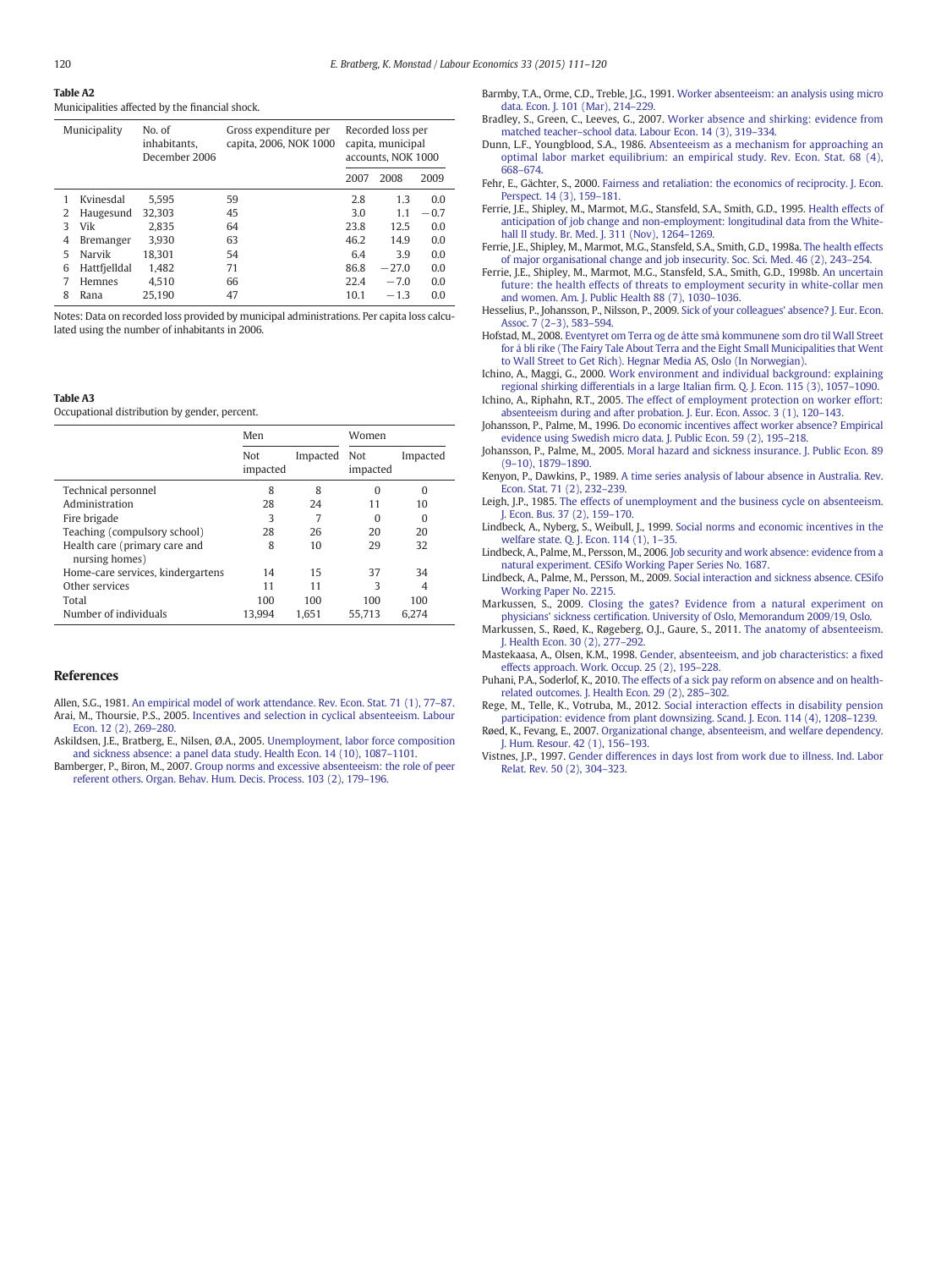**Table A2**
Municipalities affected by the financial shock.

| | Municipality | No. of inhabitants, December 2006 | Gross expenditure per capita, 2006, NOK 1000 | Recorded loss per capita, municipal accounts, NOK 1000 | | |
|---|---|---|---|---|---|---|
| | | | | 2007 | 2008 | 2009 |
| 1 | Kvinesdal | 5,595 | 59 | 2.8 | 1.3 | 0.0 |
| 2 | Haugesund | 32,303 | 45 | 3.0 | 1.1 | −0.7 |
| 3 | Vik | 2,835 | 64 | 23.8 | 12.5 | 0.0 |
| 4 | Bremanger | 3,930 | 63 | 46.2 | 14.9 | 0.0 |
| 5 | Narvik | 18,301 | 54 | 6.4 | 3.9 | 0.0 |
| 6 | Hattfjelldal | 1,482 | 71 | 86.8 | −27.0 | 0.0 |
| 7 | Hemnes | 4,510 | 66 | 22.4 | −7.0 | 0.0 |
| 8 | Rana | 25,190 | 47 | 10.1 | −1.3 | 0.0 |

Notes: Data on recorded loss provided by municipal administrations. Per capita loss calculated using the number of inhabitants in 2006.

**Table A3**
Occupational distribution by gender, percent.

| | Men | | Women | |
|---|---|---|---|---|
| | Not impacted | Impacted | Not impacted | Impacted |
| Technical personnel | 8 | 8 | 0 | 0 |
| Administration | 28 | 24 | 11 | 10 |
| Fire brigade | 3 | 7 | 0 | 0 |
| Teaching (compulsory school) | 28 | 26 | 20 | 20 |
| Health care (primary care and nursing homes) | 8 | 10 | 29 | 32 |
| Home-care services, kindergartens | 14 | 15 | 37 | 34 |
| Other services | 11 | 11 | 3 | 4 |
| Total | 100 | 100 | 100 | 100 |
| Number of individuals | 13,994 | 1,651 | 55,713 | 6,274 |

## References

Allen, S.G., 1981. An empirical model of work attendance. Rev. Econ. Stat. 71 (1), 77–87.

Arai, M., Thoursie, P.S., 2005. Incentives and selection in cyclical absenteeism. Labour Econ. 12 (2), 269–280.

Askildsen, J.E., Bratberg, E., Nilsen, Ø.A., 2005. Unemployment, labor force composition and sickness absence: a panel data study. Health Econ. 14 (10), 1087–1101.

Bamberger, P., Biron, M., 2007. Group norms and excessive absenteeism: the role of peer referent others. Organ. Behav. Hum. Decis. Process. 103 (2), 179–196.

Barmby, T.A., Orme, C.D., Treble, J.G., 1991. Worker absenteeism: an analysis using micro data. Econ. J. 101 (Mar), 214–229.

Bradley, S., Green, C., Leeves, G., 2007. Worker absence and shirking: evidence from matched teacher–school data. Labour Econ. 14 (3), 319–334.

Dunn, L.F., Youngblood, S.A., 1986. Absenteeism as a mechanism for approaching an optimal labor market equilibrium: an empirical study. Rev. Econ. Stat. 68 (4), 668–674.

Fehr, E., Gächter, S., 2000. Fairness and retaliation: the economics of reciprocity. J. Econ. Perspect. 14 (3), 159–181.

Ferrie, J.E., Shipley, M., Marmot, M.G., Stansfeld, S.A., Smith, G.D., 1995. Health effects of anticipation of job change and non-employment: longitudinal data from the Whitehall II study. Br. Med. J. 311 (Nov), 1264–1269.

Ferrie, J.E., Shipley, M., Marmot, M.G., Stansfeld, S.A., Smith, G.D., 1998a. The health effects of major organisational change and job insecurity. Soc. Sci. Med. 46 (2), 243–254.

Ferrie, J.E., Shipley, M., Marmot, M.G., Stansfeld, S.A., Smith, G.D., 1998b. An uncertain future: the health effects of threats to employment security in white-collar men and women. Am. J. Public Health 88 (7), 1030–1036.

Hesselius, P., Johansson, P., Nilsson, P., 2009. Sick of your colleagues' absence? J. Eur. Econ. Assoc. 7 (2–3), 583–594.

Hofstad, M., 2008. Eventyret om Terra og de åtte små kommunene som dro til Wall Street for å bli rike (The Fairy Tale About Terra and the Eight Small Municipalities that Went to Wall Street to Get Rich). Hegnar Media AS, Oslo (In Norwegian).

Ichino, A., Maggi, G., 2000. Work environment and individual background: explaining regional shirking differentials in a large Italian firm. Q. J. Econ. 115 (3), 1057–1090.

Ichino, A., Riphahn, R.T., 2005. The effect of employment protection on worker effort: absenteeism during and after probation. J. Eur. Econ. Assoc. 3 (1), 120–143.

Johansson, P., Palme, M., 1996. Do economic incentives affect worker absence? Empirical evidence using Swedish micro data. J. Public Econ. 59 (2), 195–218.

Johansson, P., Palme, M., 2005. Moral hazard and sickness insurance. J. Public Econ. 89 (9–10), 1879–1890.

Kenyon, P., Dawkins, P., 1989. A time series analysis of labour absence in Australia. Rev. Econ. Stat. 71 (2), 232–239.

Leigh, J.P., 1985. The effects of unemployment and the business cycle on absenteeism. J. Econ. Bus. 37 (2), 159–170.

Lindbeck, A., Nyberg, S., Weibull, J., 1999. Social norms and economic incentives in the welfare state. Q. J. Econ. 114 (1), 1–35.

Lindbeck, A., Palme, M., Persson, M., 2006. Job security and work absence: evidence from a natural experiment. CESifo Working Paper Series No. 1687.

Lindbeck, A., Palme, M., Persson, M., 2009. Social interaction and sickness absence. CESifo Working Paper No. 2215.

Markussen, S., 2009. Closing the gates? Evidence from a natural experiment on physicians' sickness certification. University of Oslo, Memorandum 2009/19, Oslo.

Markussen, S., Røed, K., Røgeberg, O.J., Gaure, S., 2011. The anatomy of absenteeism. J. Health Econ. 30 (2), 277–292.

Mastekaasa, A., Olsen, K.M., 1998. Gender, absenteeism, and job characteristics: a fixed effects approach. Work. Occup. 25 (2), 195–228.

Puhani, P.A., Soderlof, K., 2010. The effects of a sick pay reform on absence and on health-related outcomes. J. Health Econ. 29 (2), 285–302.

Rege, M., Telle, K., Votruba, M., 2012. Social interaction effects in disability pension participation: evidence from plant downsizing. Scand. J. Econ. 114 (4), 1208–1239.

Røed, K., Fevang, E., 2007. Organizational change, absenteeism, and welfare dependency. J. Hum. Resour. 42 (1), 156–193.

Vistnes, J.P., 1997. Gender differences in days lost from work due to illness. Ind. Labor Relat. Rev. 50 (2), 304–323.